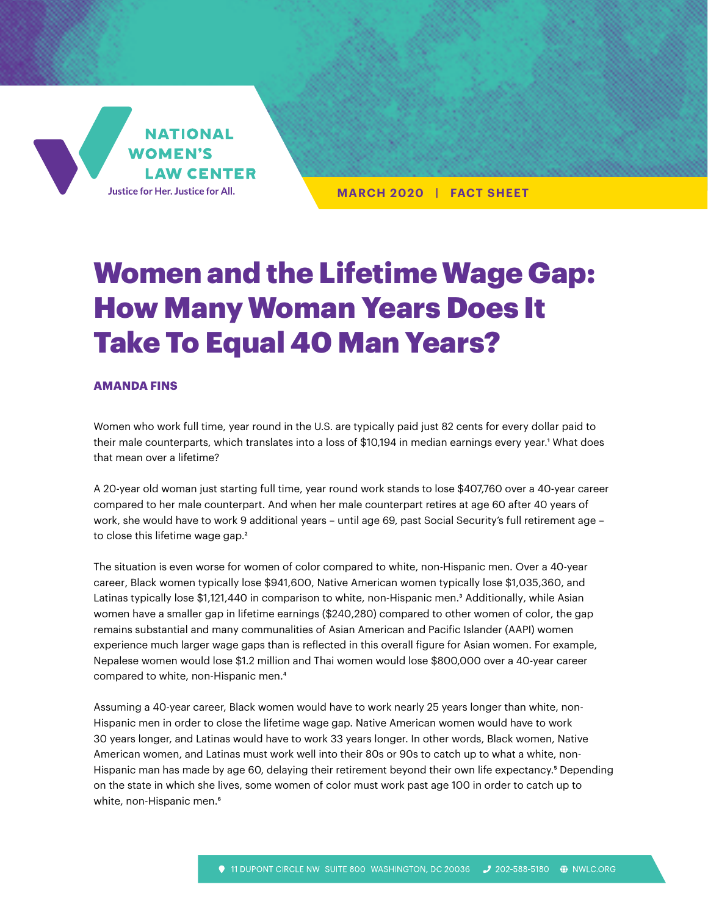NATIONAL WOMEN'S LAW CENTER

Justice for Her. Justice for All.

**MARCH 2020 | FACT SHEET**

# Women and the Lifetime Wage Gap: How Many Woman Years Does It Take To Equal 40 Man Years?

**AMANDA FINS**

Women who work full time, year round in the U.S. are typically paid just 82 cents for every dollar paid to their male counterparts, which translates into a loss of $10,194 in median earnings every year.[1] What does that mean over a lifetime?

A 20-year old woman just starting full time, year round work stands to lose $407,760 over a 40-year career compared to her male counterpart. And when her male counterpart retires at age 60 after 40 years of work, she would have to work 9 additional years – until age 69, past Social Security's full retirement age – to close this lifetime wage gap.[2]

The situation is even worse for women of color compared to white, non-Hispanic men. Over a 40-year career, Black women typically lose $941,600, Native American women typically lose $1,035,360, and Latinas typically lose $1,121,440 in comparison to white, non-Hispanic men.[3] Additionally, while Asian women have a smaller gap in lifetime earnings ($240,280) compared to other women of color, the gap remains substantial and many communalities of Asian American and Pacific Islander (AAPI) women experience much larger wage gaps than is reflected in this overall figure for Asian women. For example, Nepalese women would lose $1.2 million and Thai women would lose $800,000 over a 40-year career compared to white, non-Hispanic men.[4]

Assuming a 40-year career, Black women would have to work nearly 25 years longer than white, non-Hispanic men in order to close the lifetime wage gap. Native American women would have to work 30 years longer, and Latinas would have to work 33 years longer. In other words, Black women, Native American women, and Latinas must work well into their 80s or 90s to catch up to what a white, non-Hispanic man has made by age 60, delaying their retirement beyond their own life expectancy.[5] Depending on the state in which she lives, some women of color must work past age 100 in order to catch up to white, non-Hispanic men.[6]

11 DUPONT CIRCLE NW SUITE 800 WASHINGTON, DC 20036 | 202-588-5180 | NWLC.ORG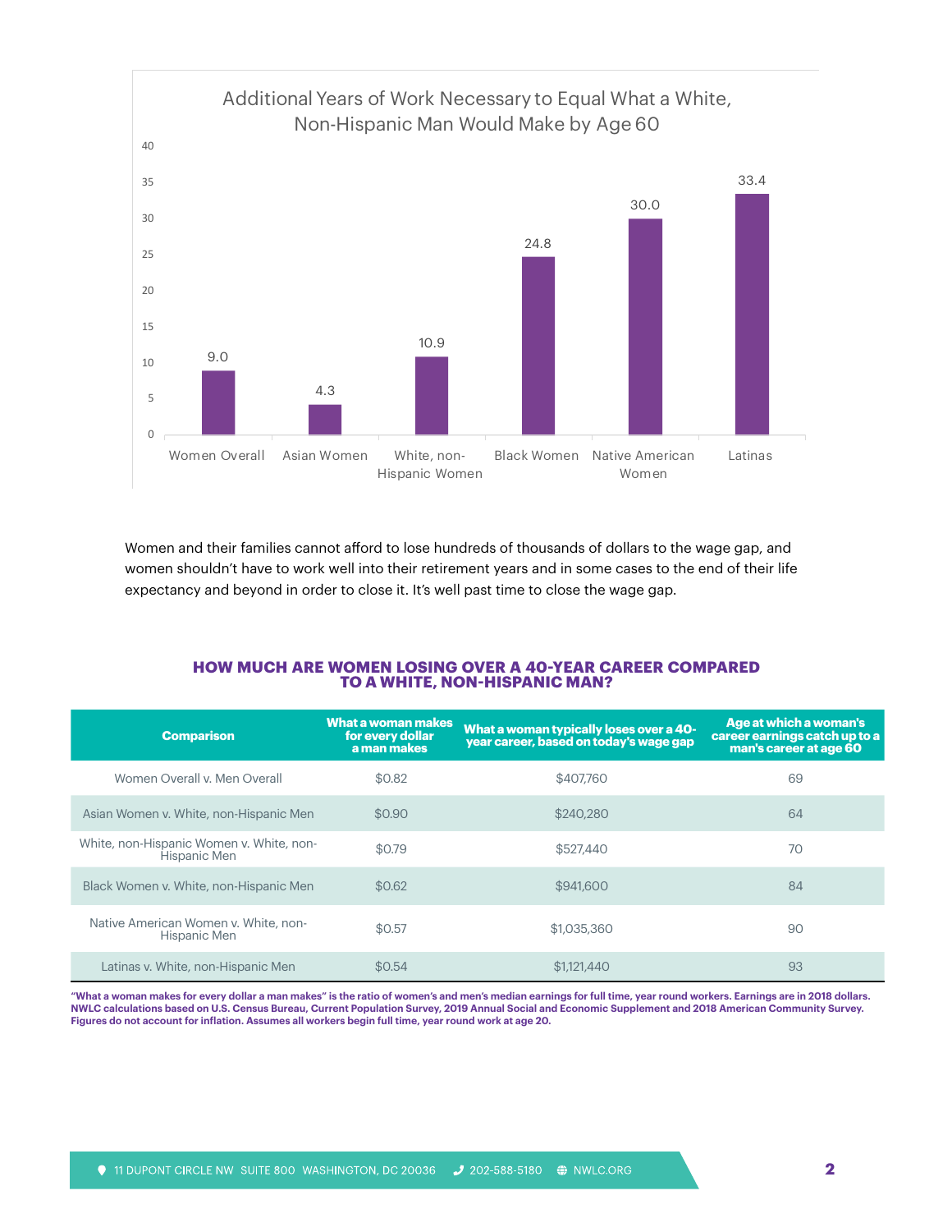## Additional Years of Work Necessary to Equal What a White, Non-Hispanic Man Would Make by Age 60

| Group | Additional Years |
|---|---|
| Women Overall | 9.0 |
| Asian Women | 4.3 |
| White, non-Hispanic Women | 10.9 |
| Black Women | 24.8 |
| Native American Women | 30.0 |
| Latinas | 33.4 |

Women and their families cannot afford to lose hundreds of thousands of dollars to the wage gap, and women shouldn't have to work well into their retirement years and in some cases to the end of their life expectancy and beyond in order to close it. It's well past time to close the wage gap.

## HOW MUCH ARE WOMEN LOSING OVER A 40-YEAR CAREER COMPARED TO A WHITE, NON-HISPANIC MAN?

| Comparison | What a woman makes for every dollar a man makes | What a woman typically loses over a 40-year career, based on today's wage gap | Age at which a woman's career earnings catch up to a man's career at age 60 |
|---|---|---|---|
| Women Overall v. Men Overall | $0.82 | $407,760 | 69 |
| Asian Women v. White, non-Hispanic Men | $0.90 | $240,280 | 64 |
| White, non-Hispanic Women v. White, non-Hispanic Men | $0.79 | $527,440 | 70 |
| Black Women v. White, non-Hispanic Men | $0.62 | $941,600 | 84 |
| Native American Women v. White, non-Hispanic Men | $0.57 | $1,035,360 | 90 |
| Latinas v. White, non-Hispanic Men | $0.54 | $1,121,440 | 93 |

**"What a woman makes for every dollar a man makes" is the ratio of women's and men's median earnings for full time, year round workers. Earnings are in 2018 dollars. NWLC calculations based on U.S. Census Bureau, Current Population Survey, 2019 Annual Social and Economic Supplement and 2018 American Community Survey. Figures do not account for inflation. Assumes all workers begin full time, year round work at age 20.**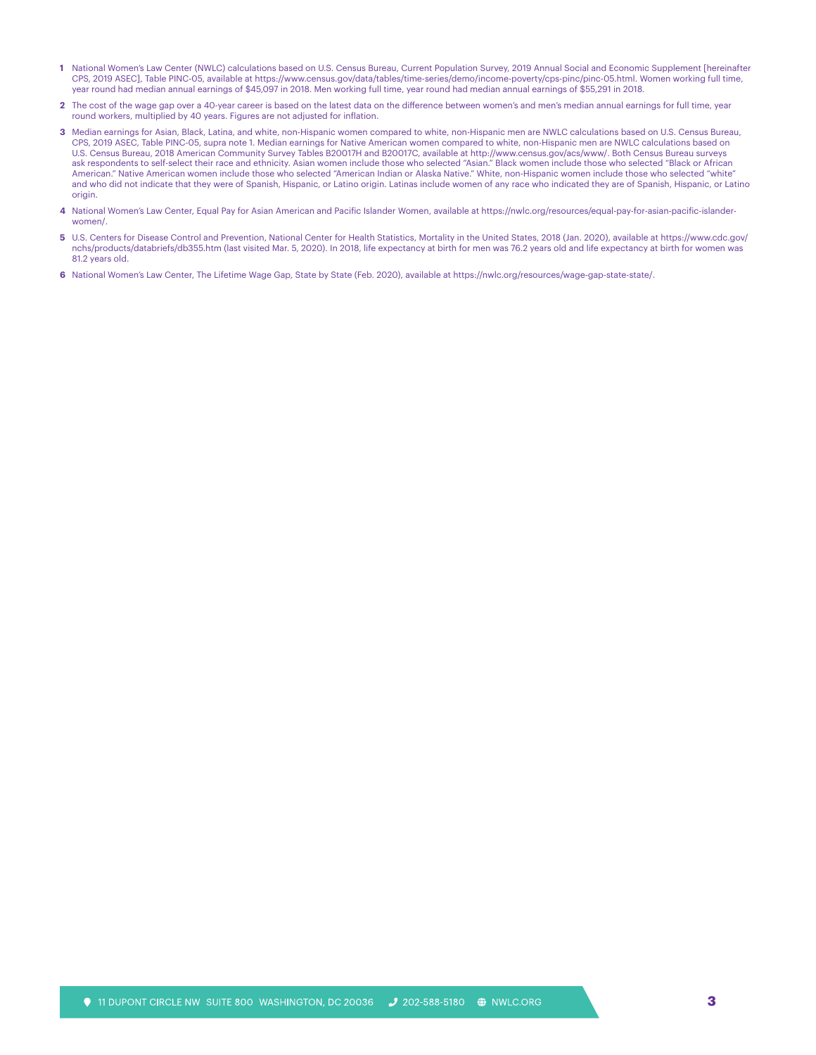1. National Women's Law Center (NWLC) calculations based on U.S. Census Bureau, Current Population Survey, 2019 Annual Social and Economic Supplement [hereinafter CPS, 2019 ASEC], Table PINC-05, available at https://www.census.gov/data/tables/time-series/demo/income-poverty/cps-pinc/pinc-05.html. Women working full time, year round had median annual earnings of $45,097 in 2018. Men working full time, year round had median annual earnings of $55,291 in 2018.

2. The cost of the wage gap over a 40-year career is based on the latest data on the difference between women's and men's median annual earnings for full time, year round workers, multiplied by 40 years. Figures are not adjusted for inflation.

3. Median earnings for Asian, Black, Latina, and white, non-Hispanic women compared to white, non-Hispanic men are NWLC calculations based on U.S. Census Bureau, CPS, 2019 ASEC, Table PINC-05, supra note 1. Median earnings for Native American women compared to white, non-Hispanic men are NWLC calculations based on U.S. Census Bureau, 2018 American Community Survey Tables B20017H and B20017C, available at http://www.census.gov/acs/www/. Both Census Bureau surveys ask respondents to self-select their race and ethnicity. Asian women include those who selected "Asian." Black women include those who selected "Black or African American." Native American women include those who selected "American Indian or Alaska Native." White, non-Hispanic women include those who selected "white" and who did not indicate that they were of Spanish, Hispanic, or Latino origin. Latinas include women of any race who indicated they are of Spanish, Hispanic, or Latino origin.

4. National Women's Law Center, Equal Pay for Asian American and Pacific Islander Women, available at https://nwlc.org/resources/equal-pay-for-asian-pacific-islander-women/.

5. U.S. Centers for Disease Control and Prevention, National Center for Health Statistics, Mortality in the United States, 2018 (Jan. 2020), available at https://www.cdc.gov/nchs/products/databriefs/db355.htm (last visited Mar. 5, 2020). In 2018, life expectancy at birth for men was 76.2 years old and life expectancy at birth for women was 81.2 years old.

6. National Women's Law Center, The Lifetime Wage Gap, State by State (Feb. 2020), available at https://nwlc.org/resources/wage-gap-state-state/.

11 DUPONT CIRCLE NW SUITE 800 WASHINGTON, DC 20036 202-588-5180 NWLC.ORG